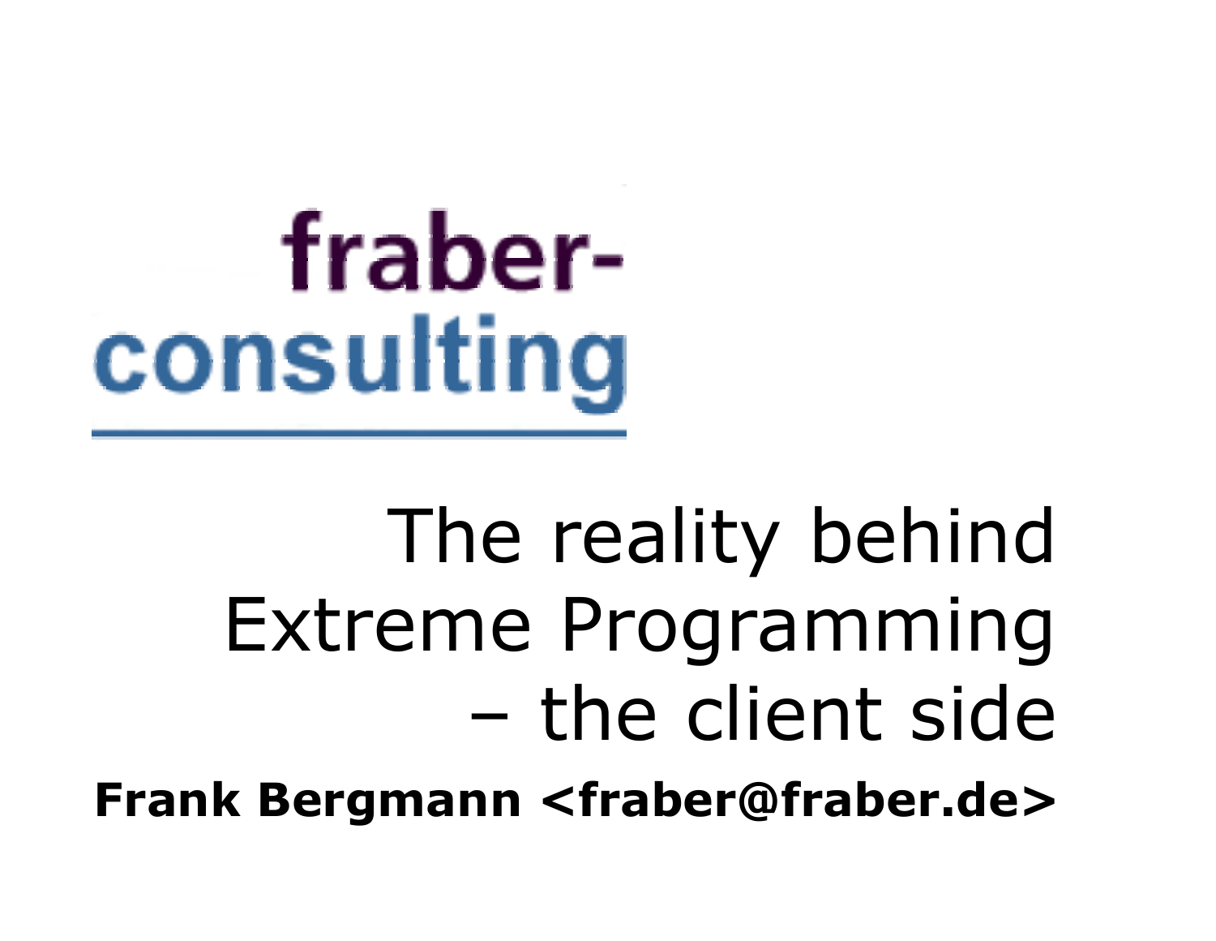fraber-
consulting

# The reality behind Extreme Programming – the client side

**Frank Bergmann <fraber@fraber.de>**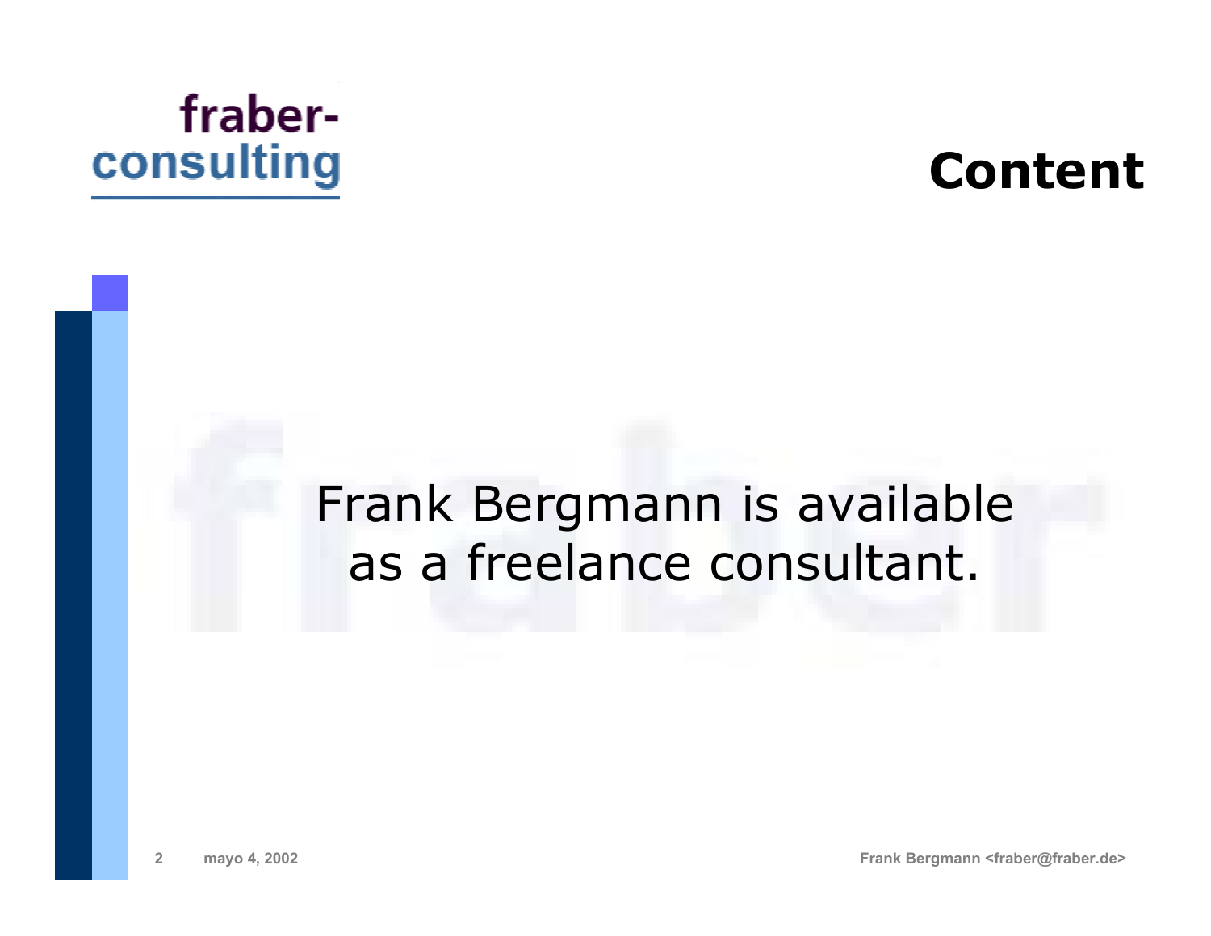# Content

Frank Bergmann is available as a freelance consultant.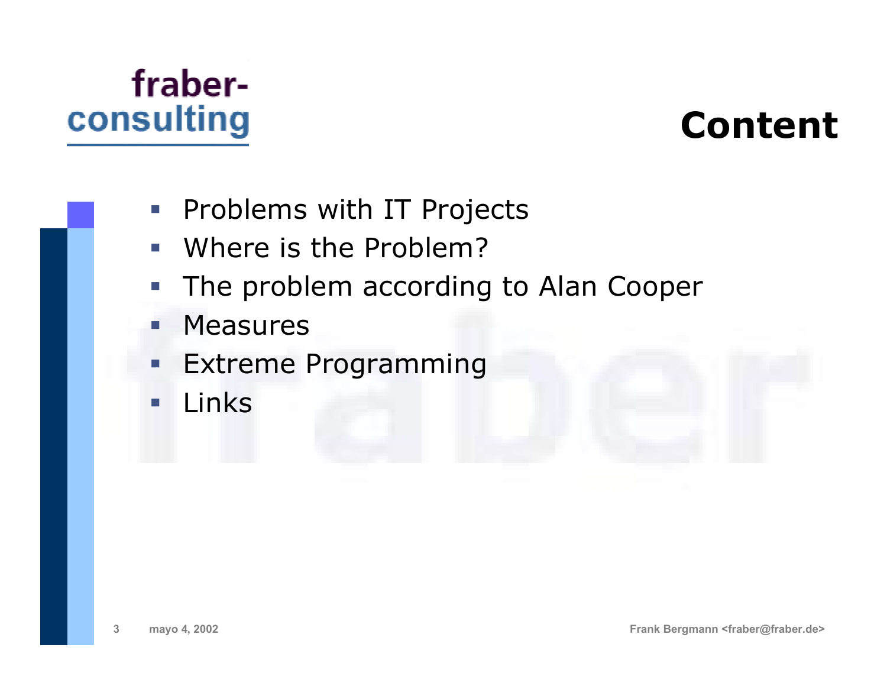fraber-consulting

# Content

- Problems with IT Projects
- Where is the Problem?
- The problem according to Alan Cooper
- Measures
- Extreme Programming
- Links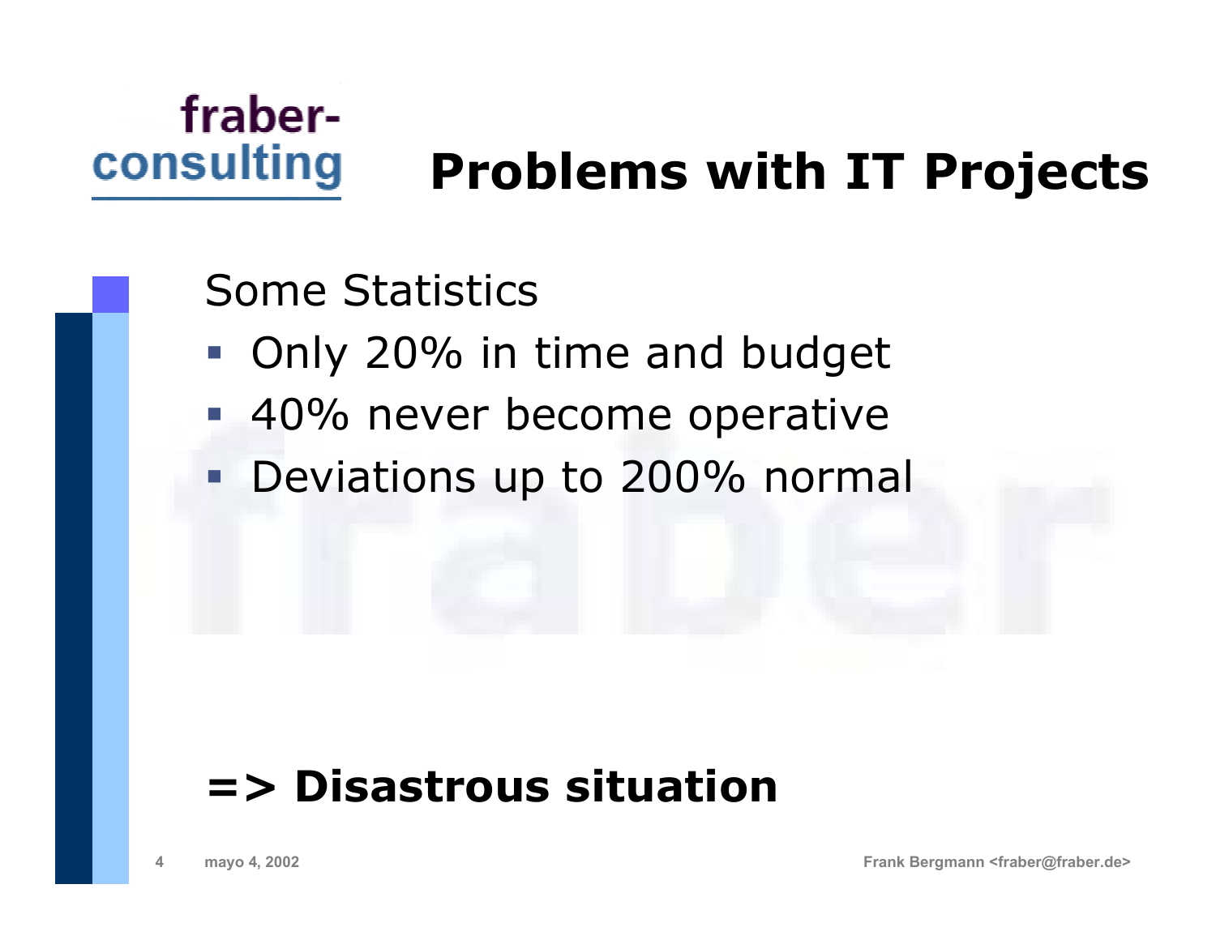# Problems with IT Projects

Some Statistics

- Only 20% in time and budget
- 40% never become operative
- Deviations up to 200% normal

**=> Disastrous situation**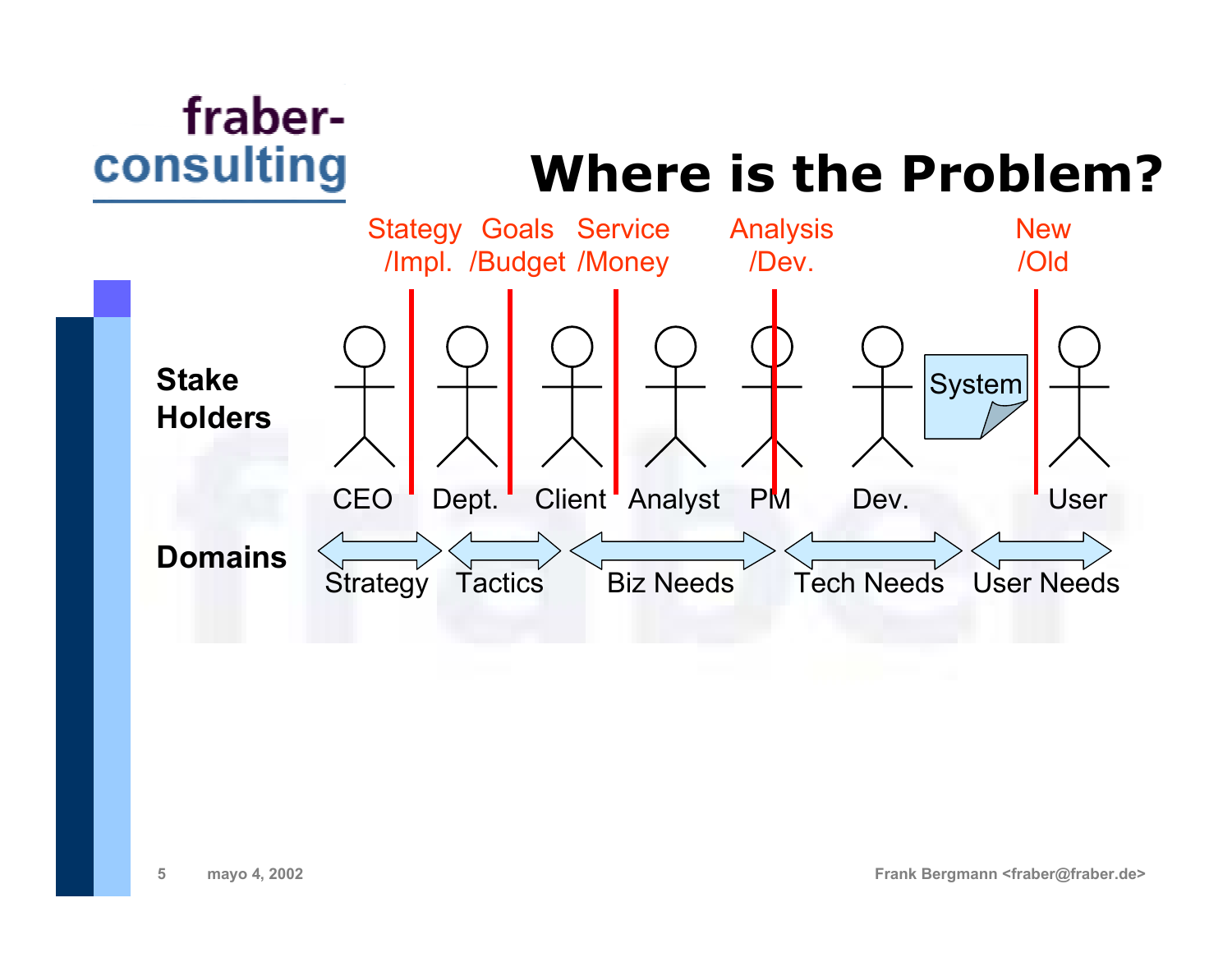# Where is the Problem?

Stategy /Impl. | Goals /Budget | Service /Money | Analysis /Dev. | New /Old

**Stake Holders**

CEO | Dept. | Client | Analyst | PM | Dev. | System | User

**Domains**

Strategy | Tactics | Biz Needs | Tech Needs | User Needs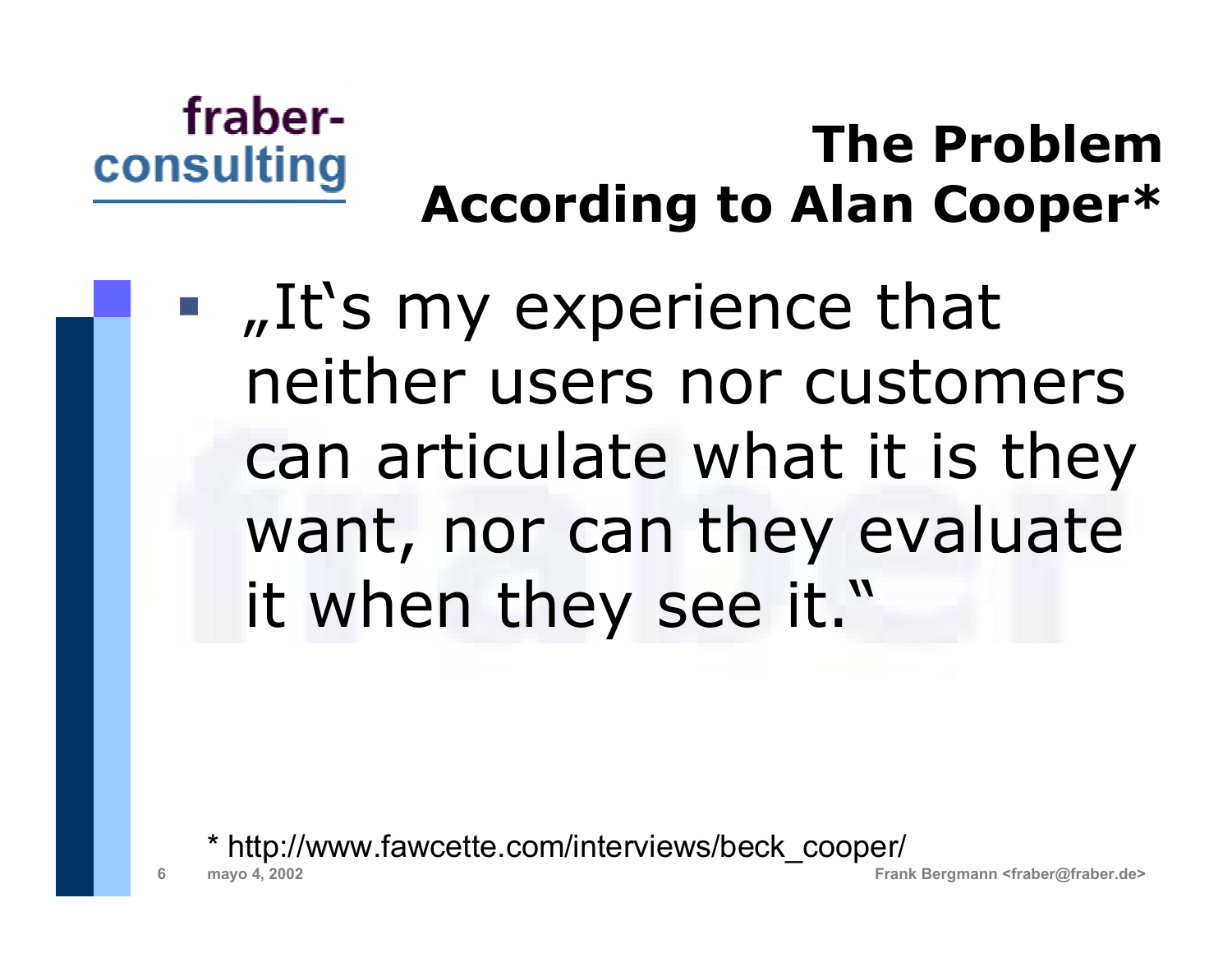# The Problem According to Alan Cooper*

- „It‘s my experience that neither users nor customers can articulate what it is they want, nor can they evaluate it when they see it.“

* http://www.fawcette.com/interviews/beck_cooper/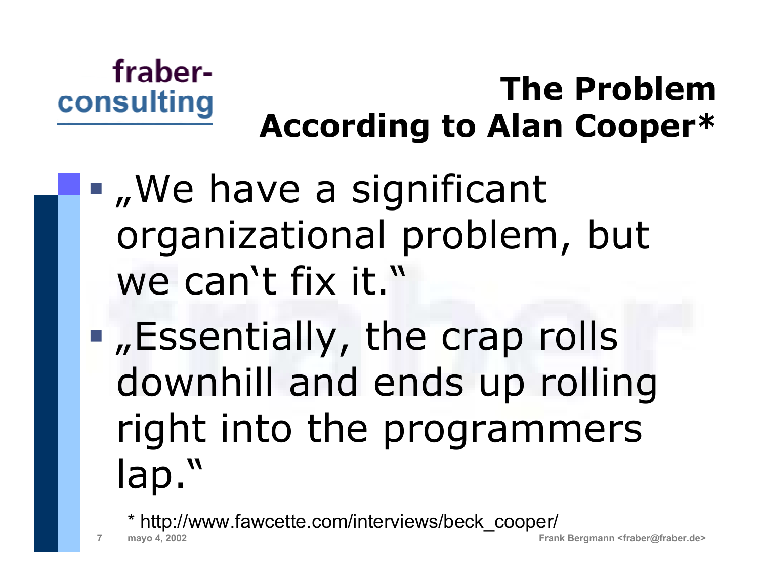# The Problem According to Alan Cooper*

- „We have a significant organizational problem, but we can�much t fix it."

# The Problem According to Alan Cooper*

- „We have a significant organizational problem, but we can‘t fix it.“
- „Essentially, the crap rolls downhill and ends up rolling right into the programmers lap.“

* http://www.fawcette.com/interviews/beck_cooper/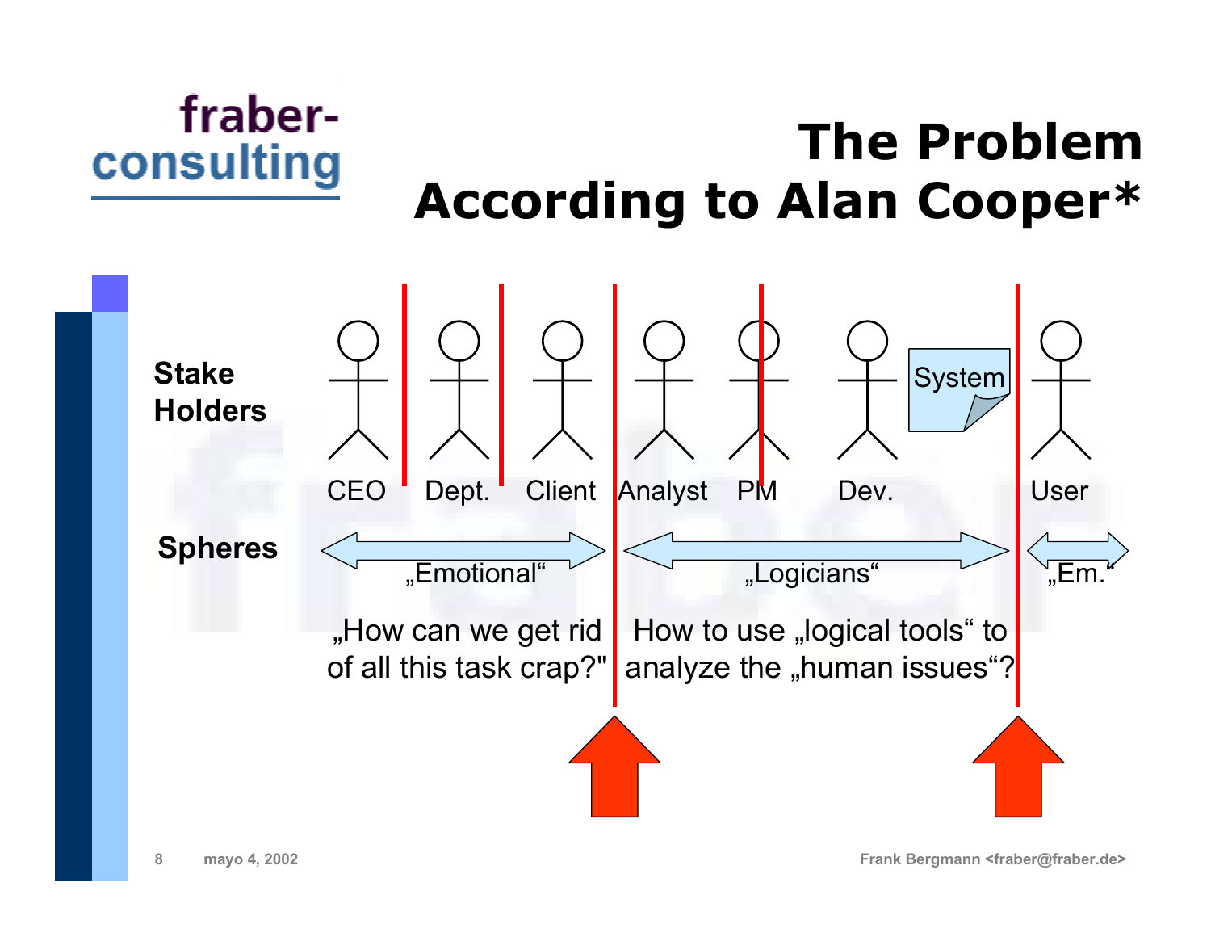# The Problem According to Alan Cooper*

**Stake Holders**

CEO | Dept. | Client | Analyst | PM | Dev. | System | User

**Spheres**

„Emotional“ | „Logicians“ | „Em.“

„How can we get rid of all this task crap?"

How to use „logical tools“ to analyze the „human issues“?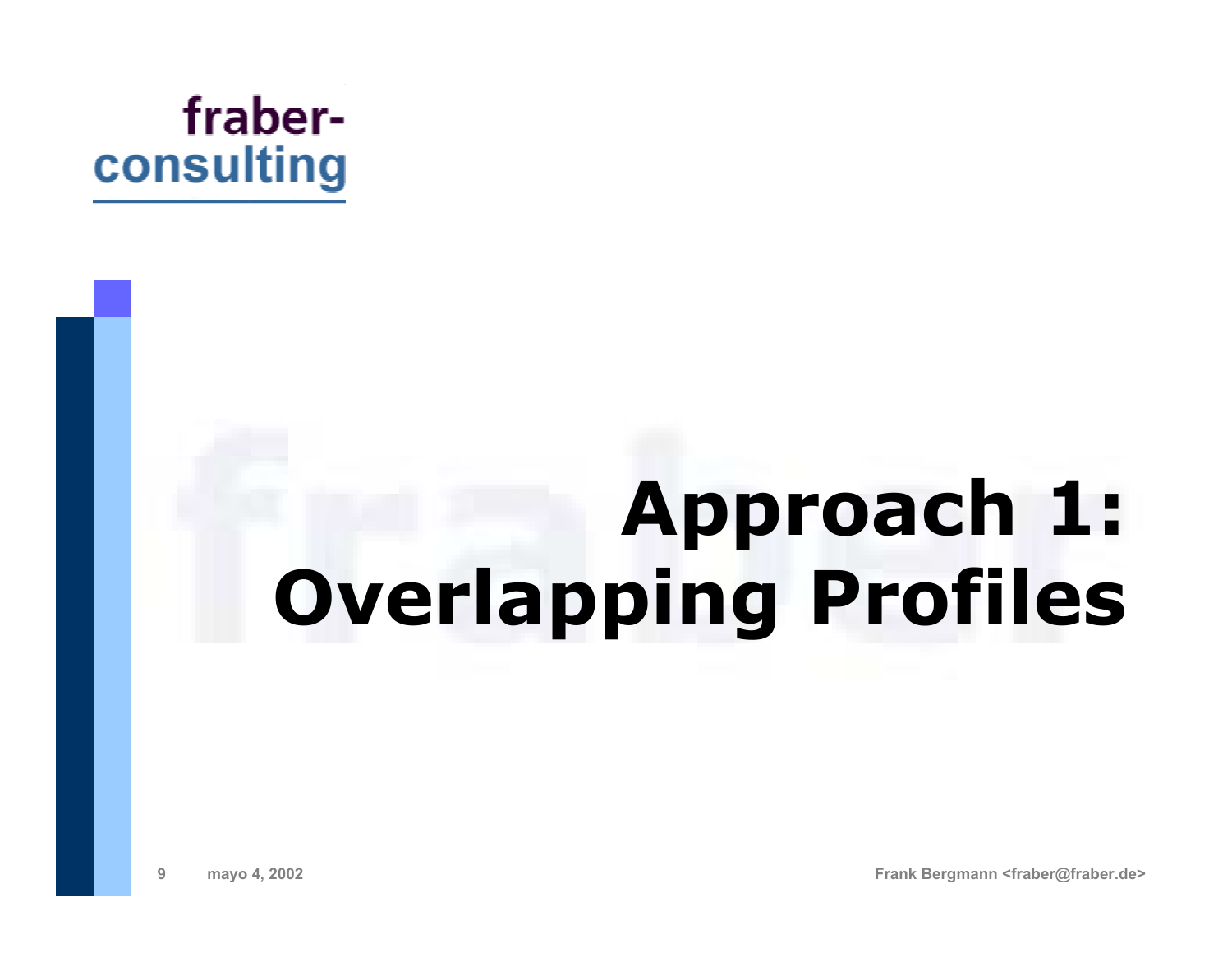# Approach 1: Overlapping Profiles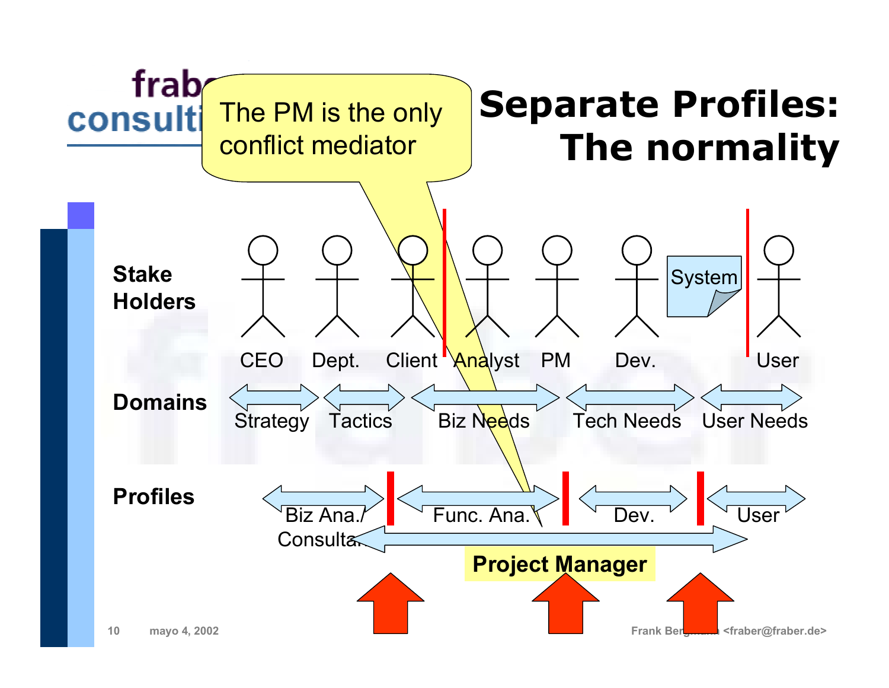# Separate Profiles: The normality

The PM is the only conflict mediator

**Stake Holders**

CEO | Dept. | Client | Analyst | PM | Dev. | System | User

**Domains**

Strategy | Tactics | Biz Needs | Tech Needs | User Needs

**Profiles**

Biz Ana./ Consultant | Func. Ana. | Dev. | User

**Project Manager**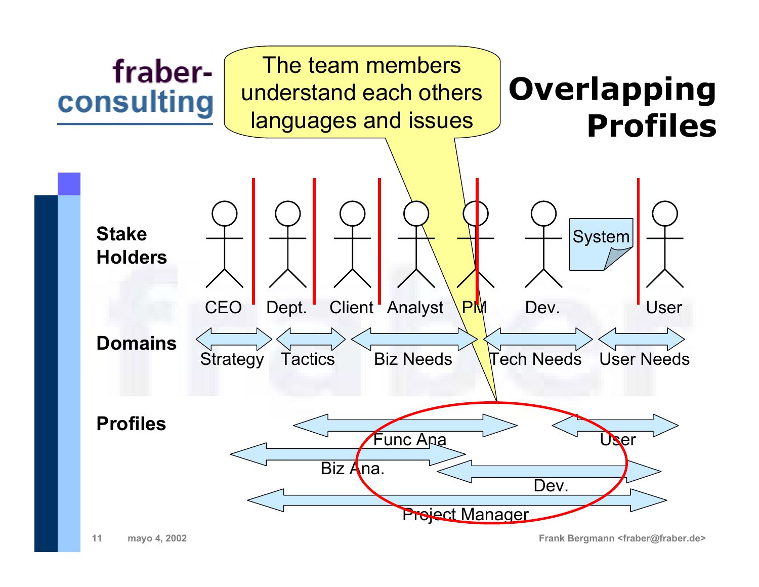# Overlapping Profiles

> The team members understand each others languages and issues

**Stake Holders**

CEO | Dept. | Client | Analyst | PM | Dev. | System | User

**Domains**

Strategy | Tactics | Biz Needs | Tech Needs | User Needs

**Profiles**

Func Ana

User

Biz Ana.

Dev.

Project Manager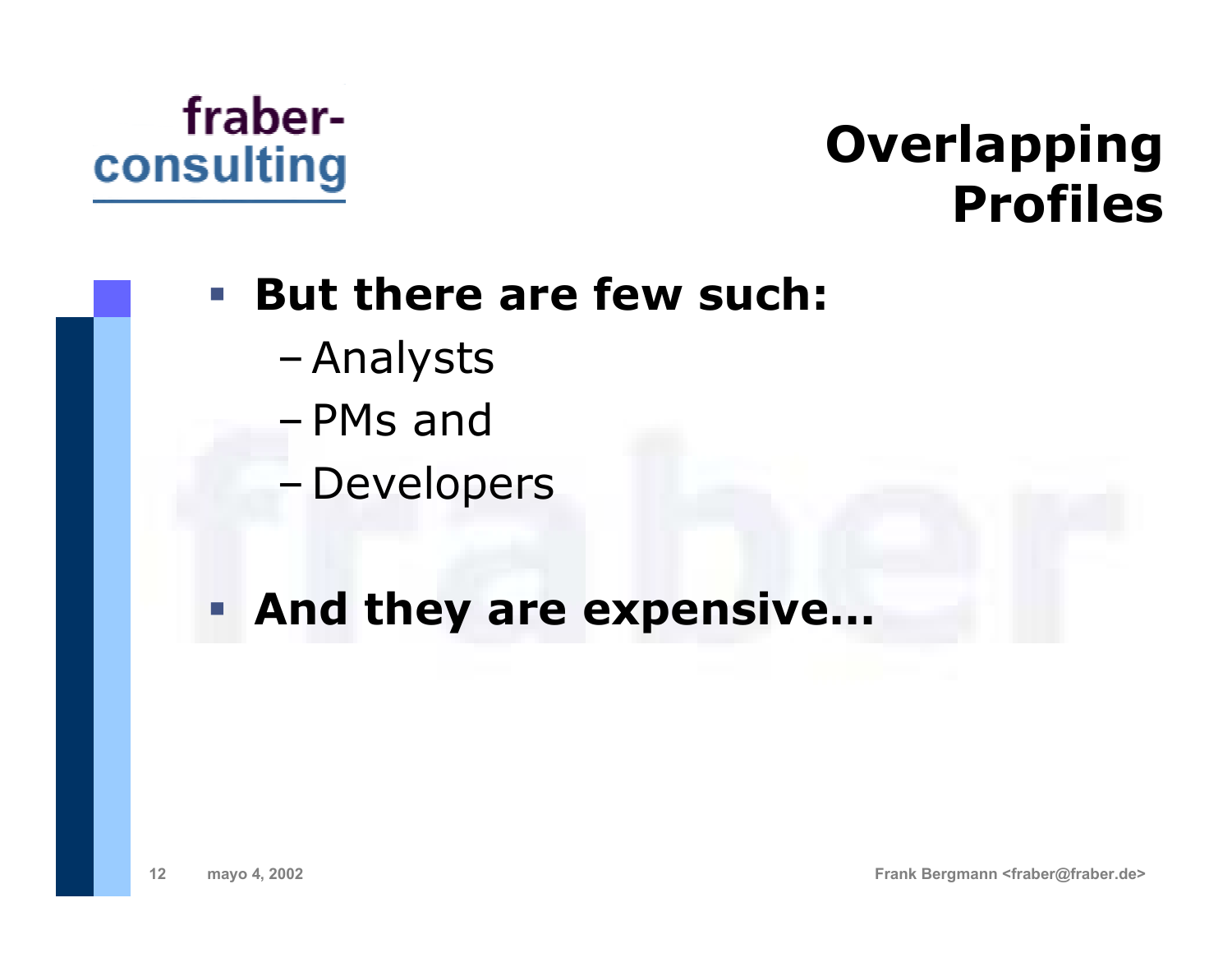## Overlapping Profiles

- **But there are few such:**
  - Analysts
  - PMs and
  - Developers
- **And they are expensive...**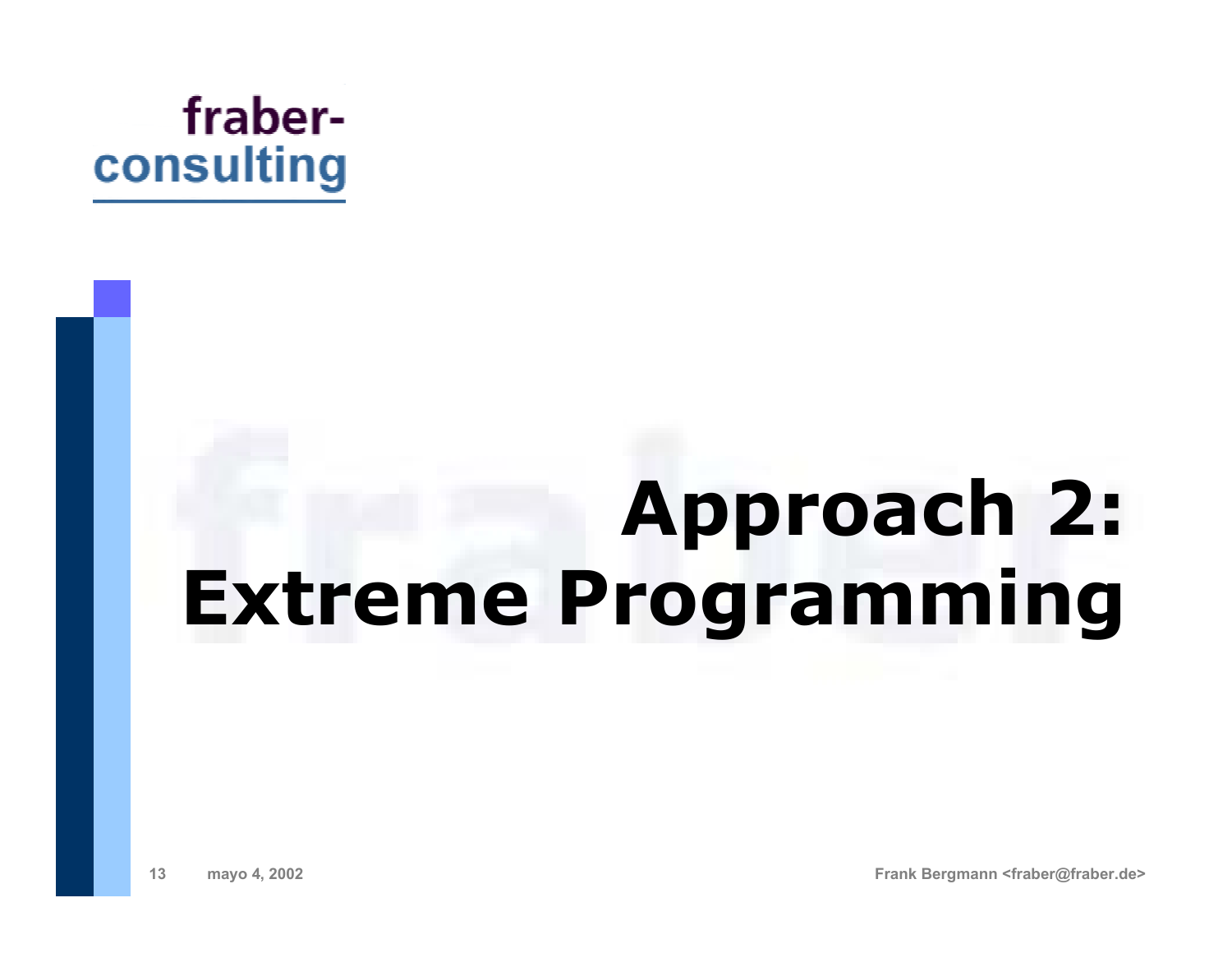# Approach 2: Extreme Programming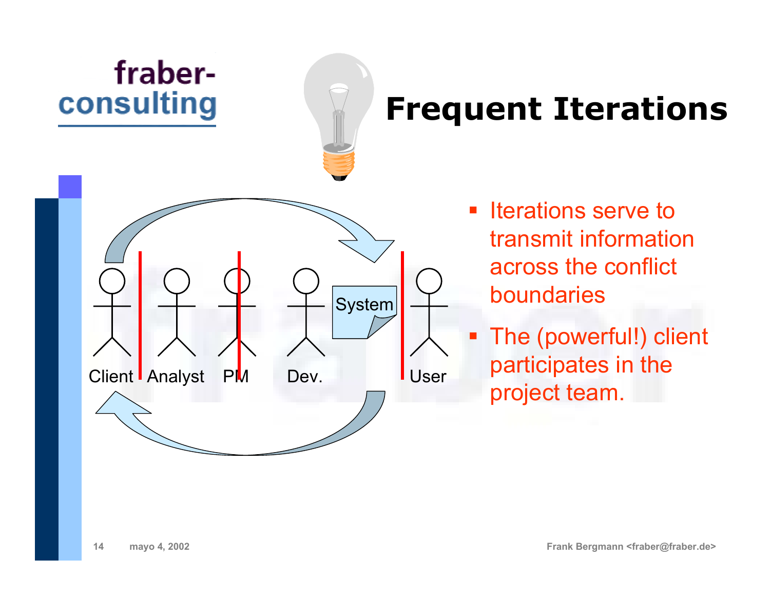# Frequent Iterations

Client | Analyst | PM | Dev. | System | User

- Iterations serve to transmit information across the conflict boundaries
- The (powerful!) client participates in the project team.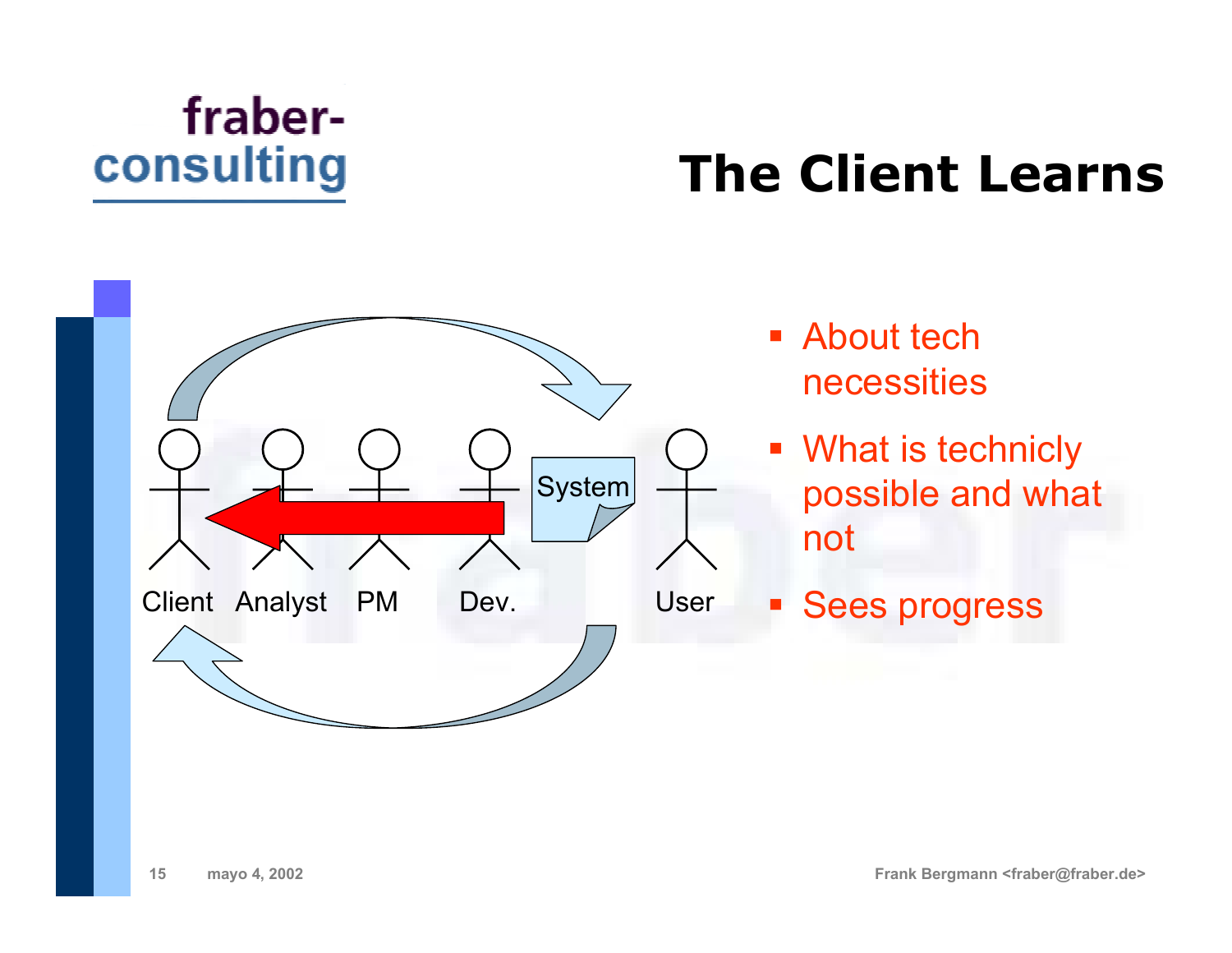# The Client Learns

Client Analyst PM Dev. System User

- About tech necessities
- What is technicly possible and what not
- Sees progress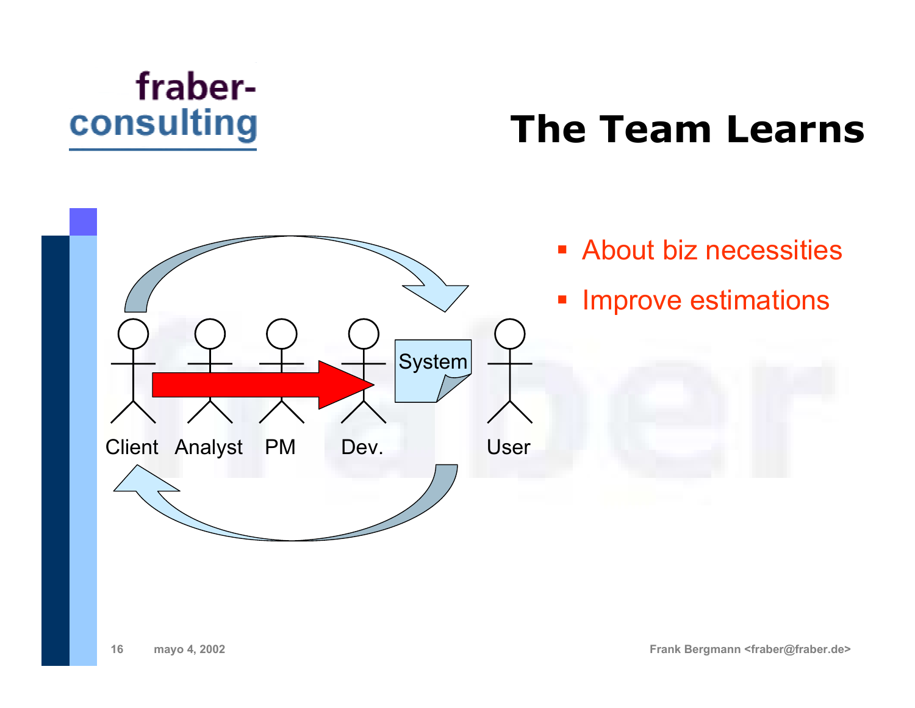# The Team Learns

Client Analyst PM Dev. System User

- About biz necessities
- Improve estimations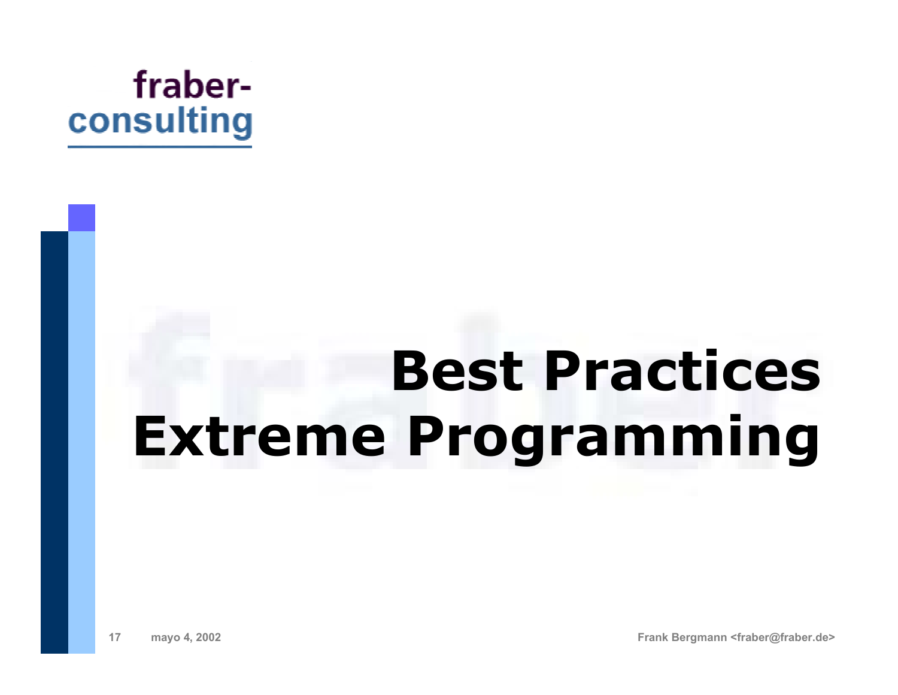# Best Practices Extreme Programming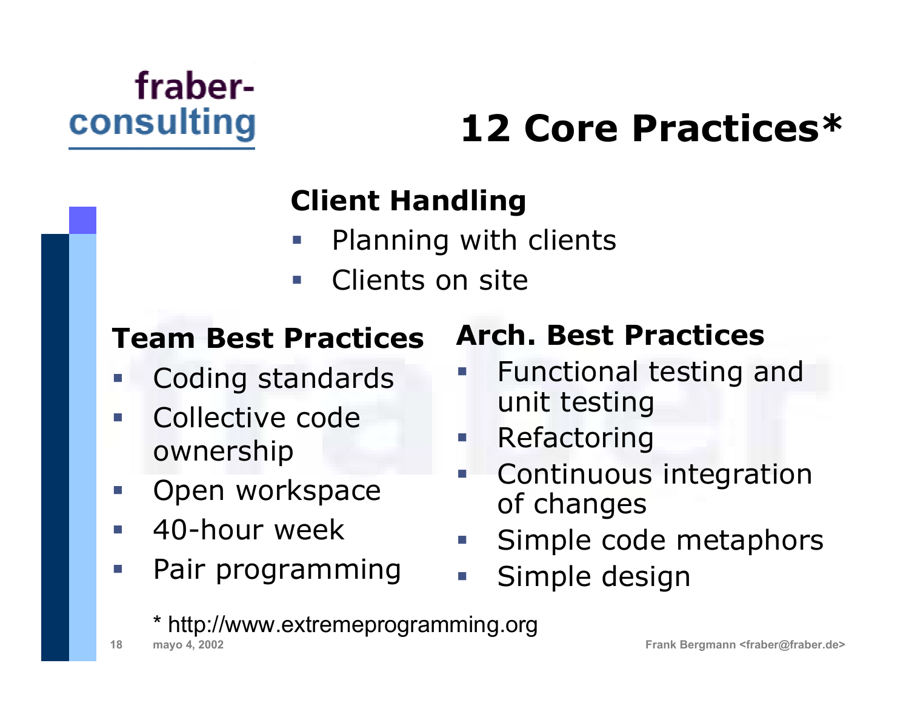# 12 Core Practices*

### Client Handling

- Planning with clients
- Clients on site

### Team Best Practices

- Coding standards
- Collective code ownership
- Open workspace
- 40-hour week
- Pair programming

### Arch. Best Practices

- Functional testing and unit testing
- Refactoring
- Continuous integration of changes
- Simple code metaphors
- Simple design

* http://www.extremeprogramming.org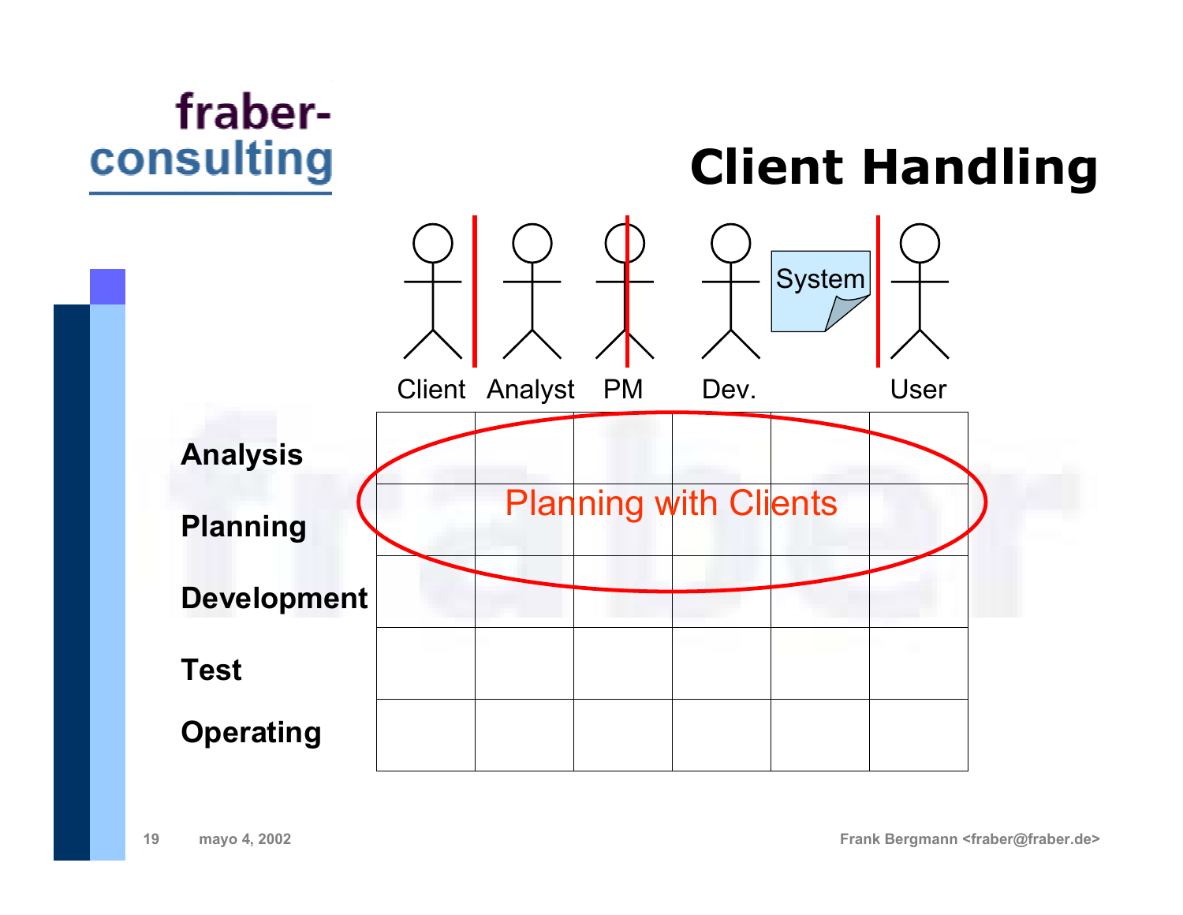# Client Handling

| | Client | Analyst | PM | Dev. | System | User |
|---|---|---|---|---|---|---|
| **Analysis** | | | | | | |
| **Planning** | | | | | | |
| **Development** | | | | | | |
| **Test** | | | | | | |
| **Operating** | | | | | | |

Planning with Clients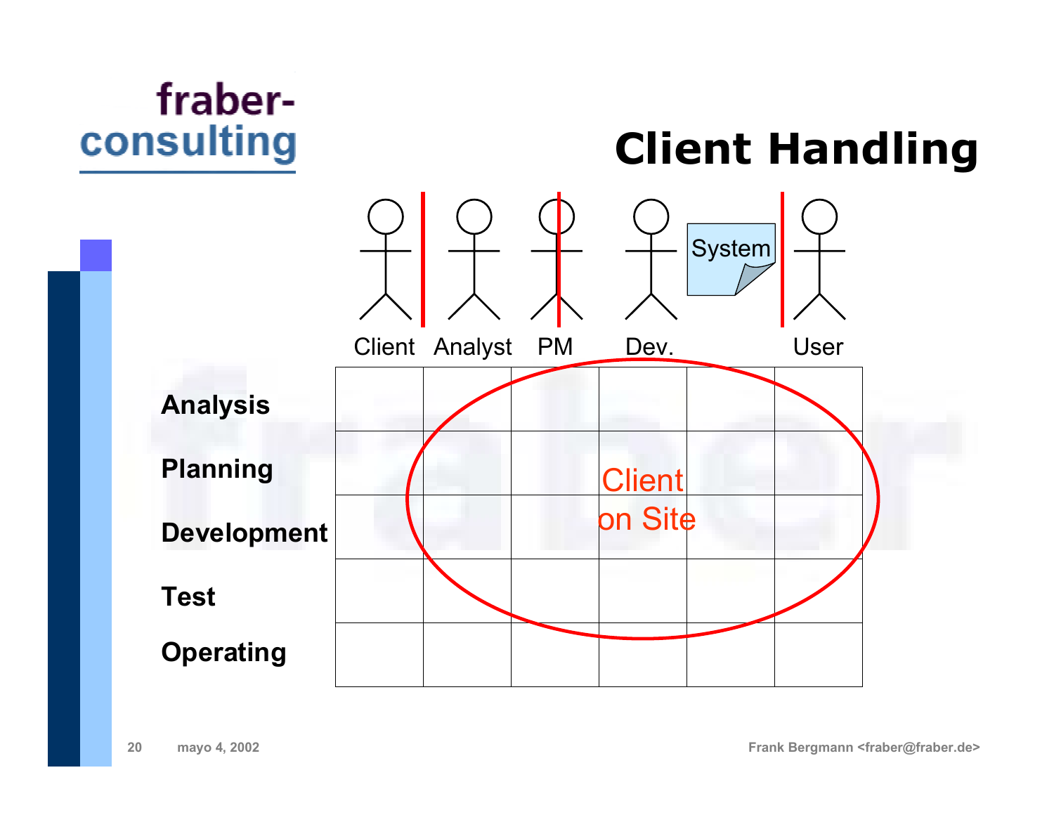# Client Handling

| | Client | Analyst | PM | Dev. | System | User |
|---|---|---|---|---|---|---|
| **Analysis** | | | | | | |
| **Planning** | | | | | | |
| **Development** | | | | | | |
| **Test** | | | | | | |
| **Operating** | | | | | | |

Client on Site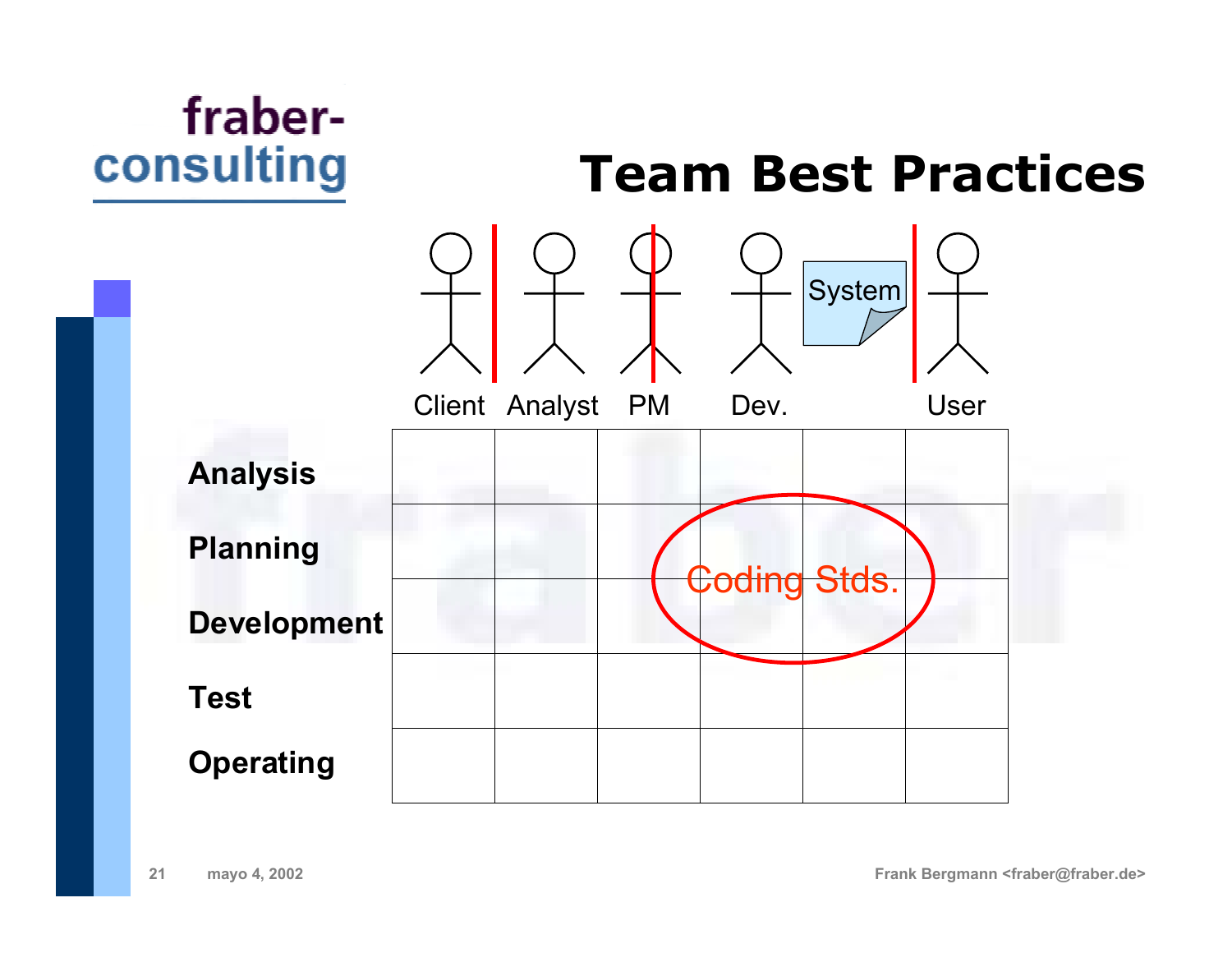# Team Best Practices

Client | Analyst | PM | Dev. | System | User

| | Client | Analyst | PM | Dev. | System | User |
|---|---|---|---|---|---|---|
| **Analysis** | | | | | | |
| **Planning** | | | | Coding Stds. | | |
| **Development** | | | | | | |
| **Test** | | | | | | |
| **Operating** | | | | | | |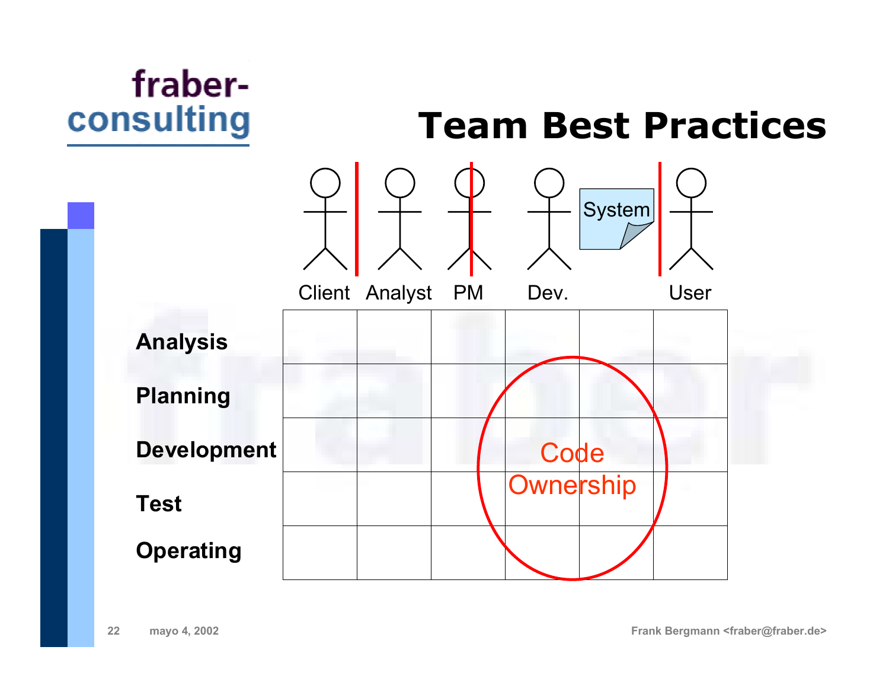# Team Best Practices

| | Client | Analyst | PM | Dev. | System | User |
|---|---|---|---|---|---|---|
| **Analysis** | | | | | | |
| **Planning** | | | | | | |
| **Development** | | | | Code Ownership | | |
| **Test** | | | | | | |
| **Operating** | | | | | | |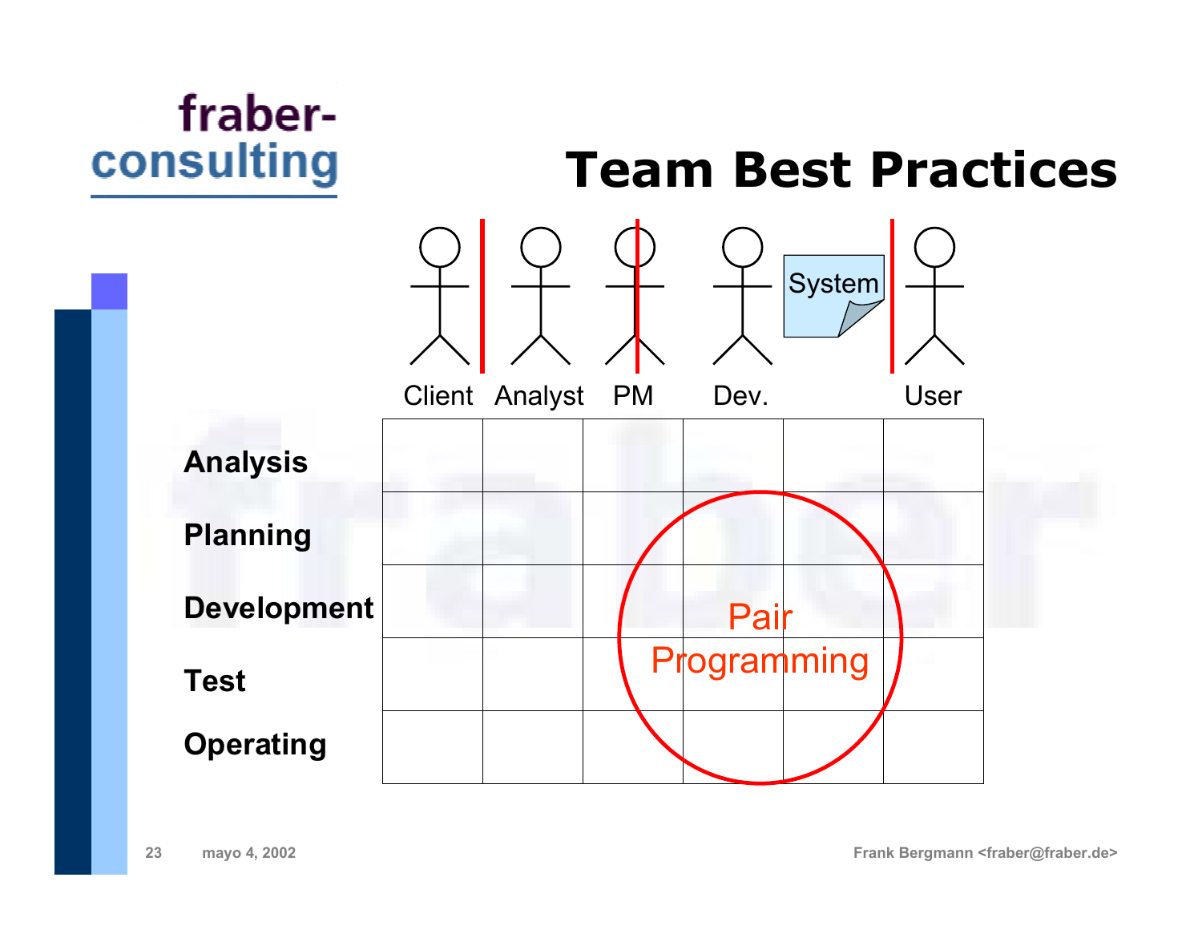# Team Best Practices

| | Client | Analyst | PM | Dev. | System | User |
|---|---|---|---|---|---|---|
| **Analysis** | | | | | | |
| **Planning** | | | | | | |
| **Development** | | | | Pair Programming | | |
| **Test** | | | | | | |
| **Operating** | | | | | | |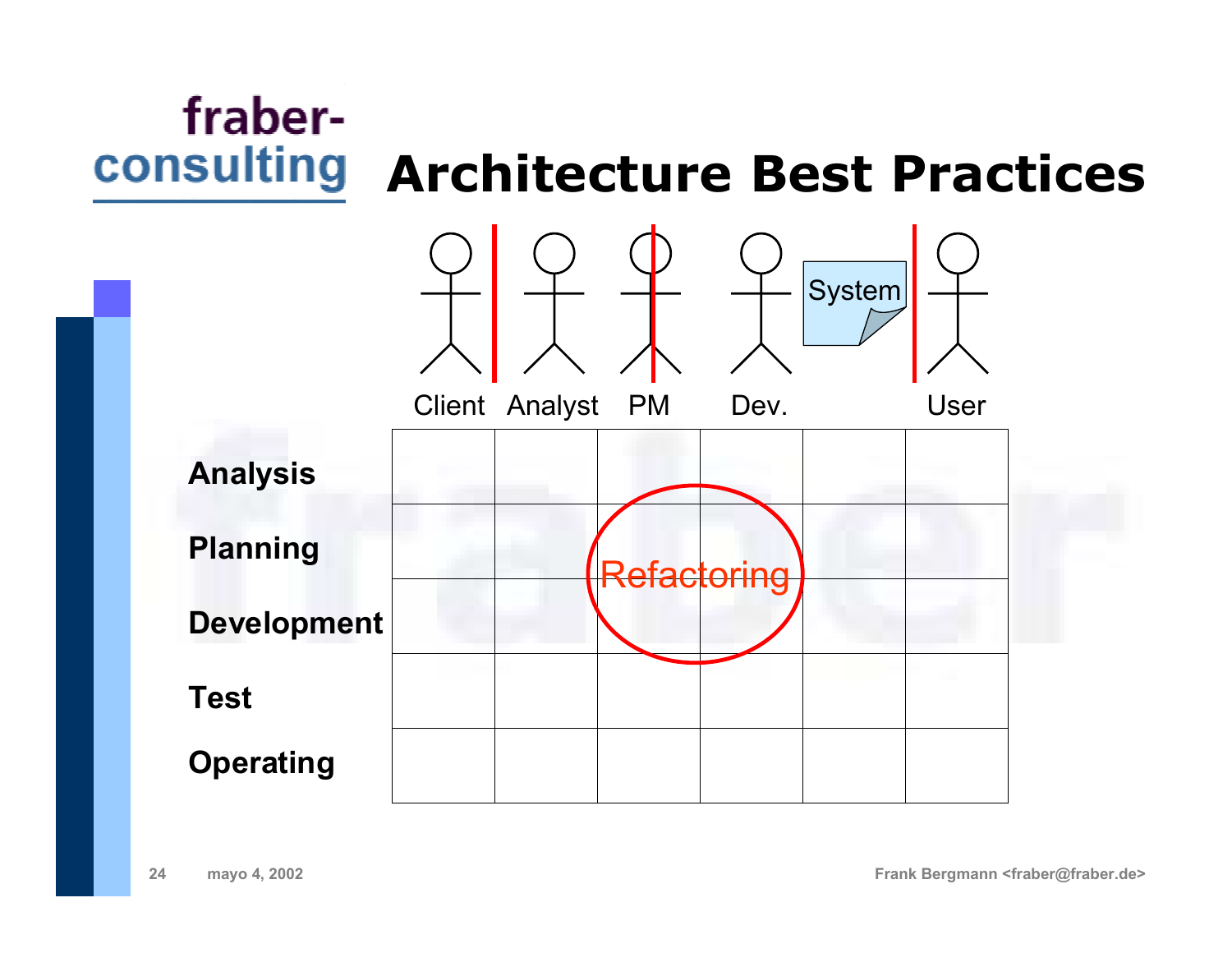# Architecture Best Practices

| | Client | Analyst | PM | Dev. | System | User |
|---|---|---|---|---|---|---|
| **Analysis** | | | | | | |
| **Planning** | | | Refactoring | | | |
| **Development** | | | | | | |
| **Test** | | | | | | |
| **Operating** | | | | | | |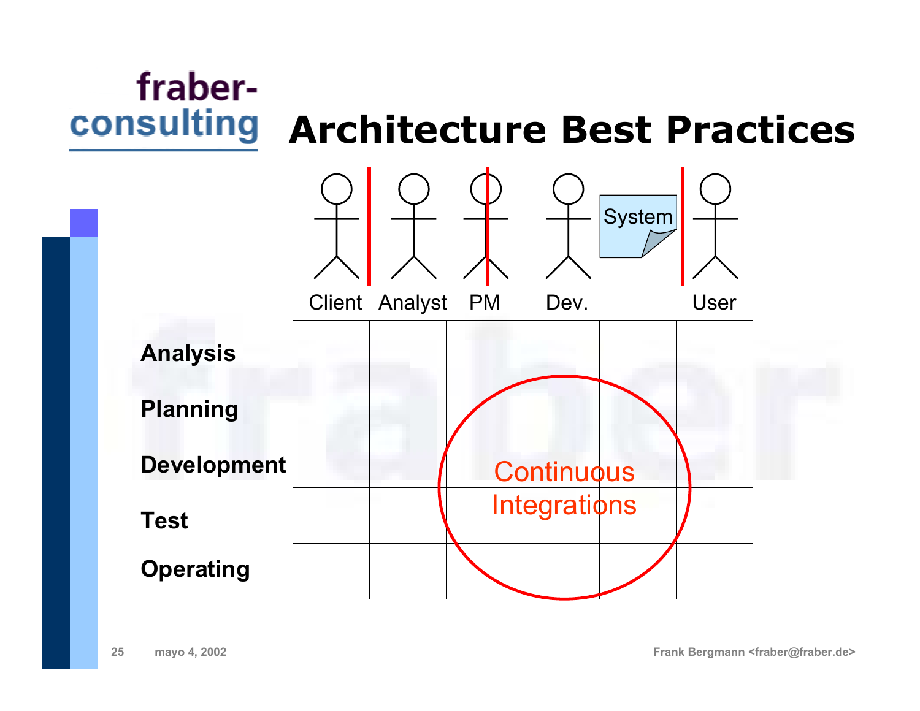# Architecture Best Practices

Client | Analyst | PM | Dev. | System | User

| | Client | Analyst | PM | Dev. | System | User |
|---|---|---|---|---|---|---|
| **Analysis** | | | | | | |
| **Planning** | | | | | | |
| **Development** | | | | | | |
| **Test** | | | | | | |
| **Operating** | | | | | | |

Continuous Integrations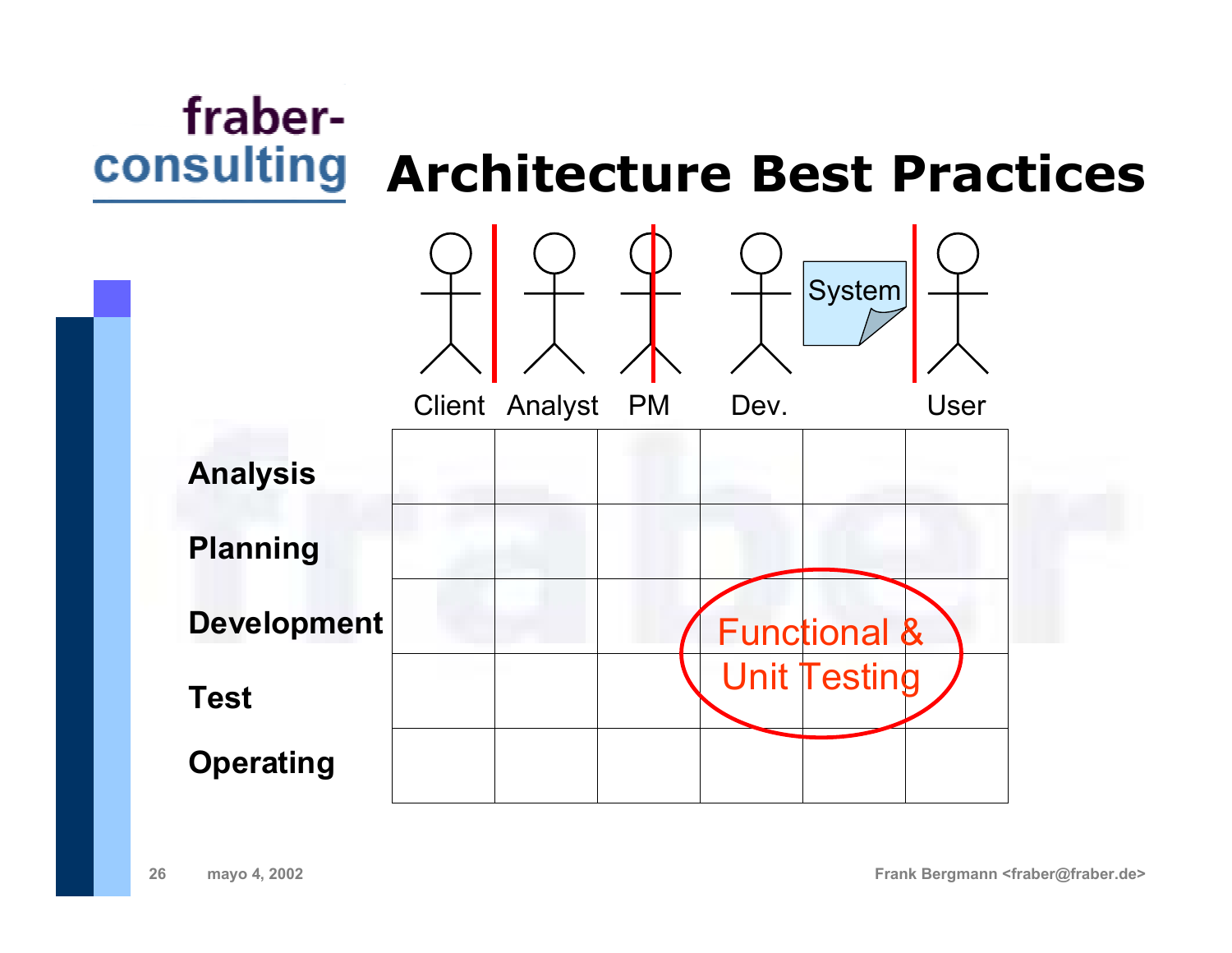# Architecture Best Practices

| | Client | Analyst | PM | Dev. | System | User |
|---|---|---|---|---|---|---|
| **Analysis** | | | | | | |
| **Planning** | | | | | | |
| **Development** | | | | Functional & Unit Testing | | |
| **Test** | | | | | | |
| **Operating** | | | | | | |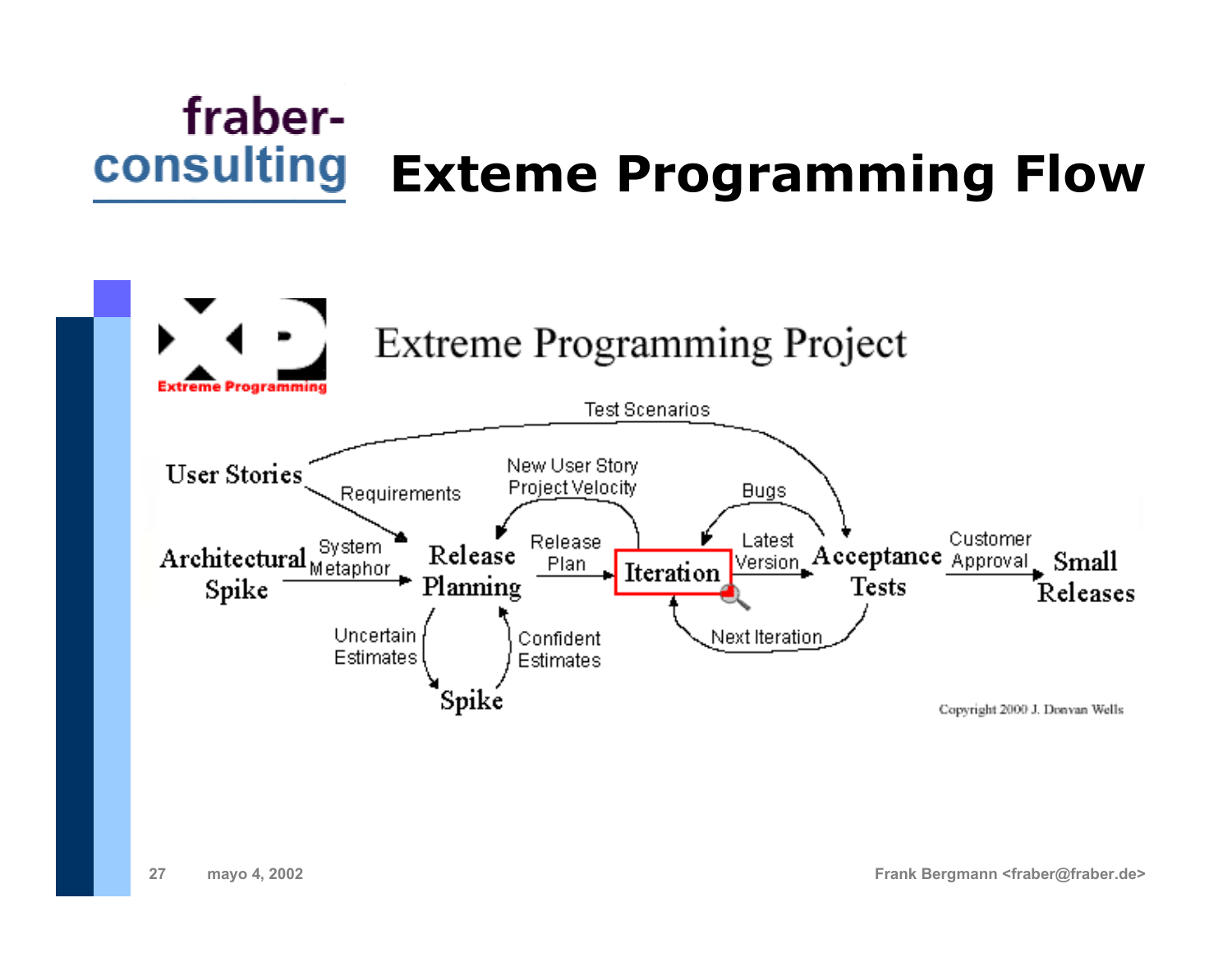# Exteme Programming Flow

Extreme Programming Project

User Stories — Test Scenarios → Acceptance Tests

User Stories — Requirements → Release Planning

Architectural Spike — System Metaphor → Release Planning

Release Planning — Uncertain Estimates → Spike

Spike — Confident Estimates → Release Planning

Release Planning — Release Plan → Iteration

Iteration — New User Story, Project Velocity → Release Planning

Iteration — Latest Version → Acceptance Tests

Acceptance Tests — Bugs → Iteration

Acceptance Tests — Next Iteration → Iteration

Acceptance Tests — Customer Approval → Small Releases

Copyright 2000 J. Donvan Wells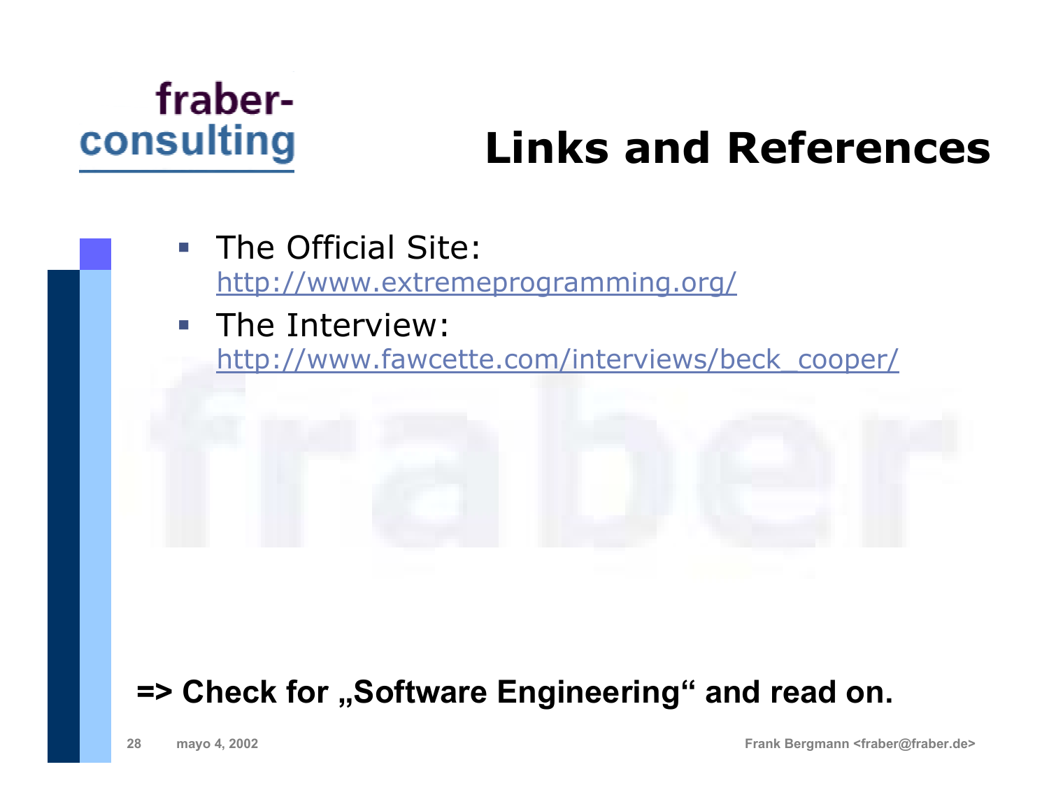fraber-consulting

# Links and References

- The Official Site:
  http://www.extremeprogramming.org/
- The Interview:
  http://www.fawcette.com/interviews/beck_cooper/

**=> Check for „Software Engineering“ and read on.**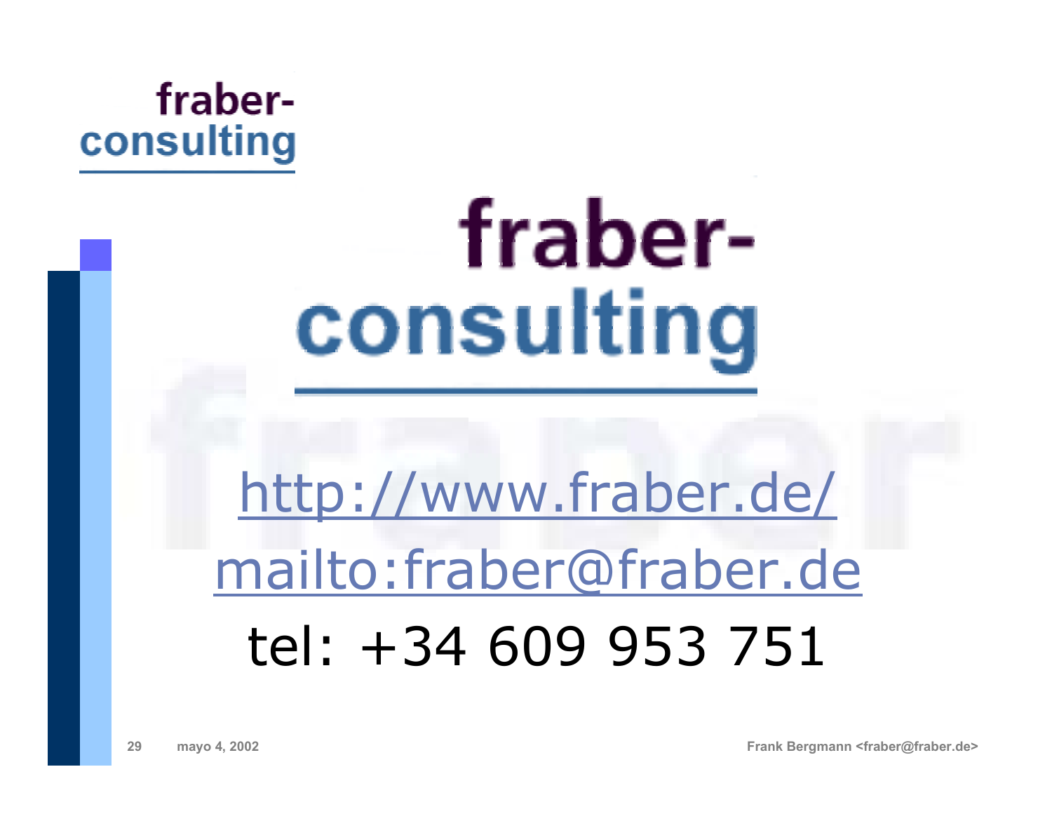# fraber-consulting

http://www.fraber.de/

mailto:fraber@fraber.de

tel: +34 609 953 751